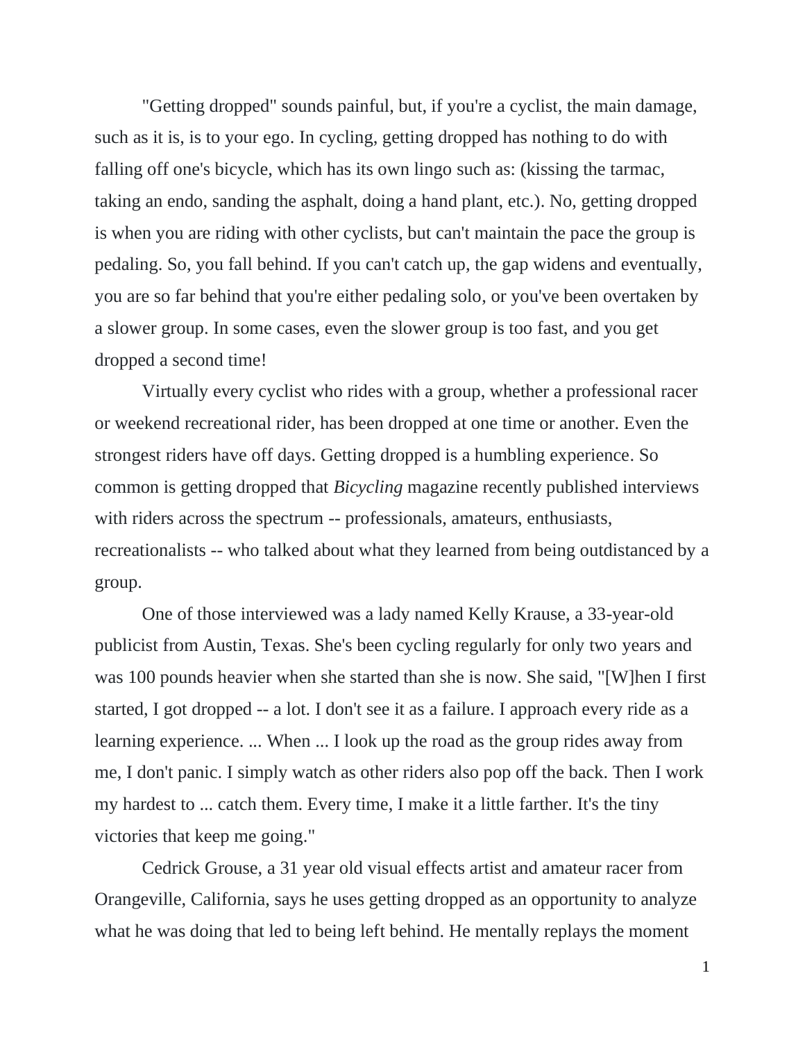"Getting dropped" sounds painful, but, if you're a cyclist, the main damage, such as it is, is to your ego. In cycling, getting dropped has nothing to do with falling off one's bicycle, which has its own lingo such as: (kissing the tarmac, taking an endo, sanding the asphalt, doing a hand plant, etc.). No, getting dropped is when you are riding with other cyclists, but can't maintain the pace the group is pedaling. So, you fall behind. If you can't catch up, the gap widens and eventually, you are so far behind that you're either pedaling solo, or you've been overtaken by a slower group. In some cases, even the slower group is too fast, and you get dropped a second time!

Virtually every cyclist who rides with a group, whether a professional racer or weekend recreational rider, has been dropped at one time or another. Even the strongest riders have off days. Getting dropped is a humbling experience. So common is getting dropped that *Bicycling* magazine recently published interviews with riders across the spectrum -- professionals, amateurs, enthusiasts, recreationalists -- who talked about what they learned from being outdistanced by a group.

One of those interviewed was a lady named Kelly Krause, a 33-year-old publicist from Austin, Texas. She's been cycling regularly for only two years and was 100 pounds heavier when she started than she is now. She said, "[W]hen I first started, I got dropped -- a lot. I don't see it as a failure. I approach every ride as a learning experience. ... When ... I look up the road as the group rides away from me, I don't panic. I simply watch as other riders also pop off the back. Then I work my hardest to ... catch them. Every time, I make it a little farther. It's the tiny victories that keep me going."

Cedrick Grouse, a 31 year old visual effects artist and amateur racer from Orangeville, California, says he uses getting dropped as an opportunity to analyze what he was doing that led to being left behind. He mentally replays the moment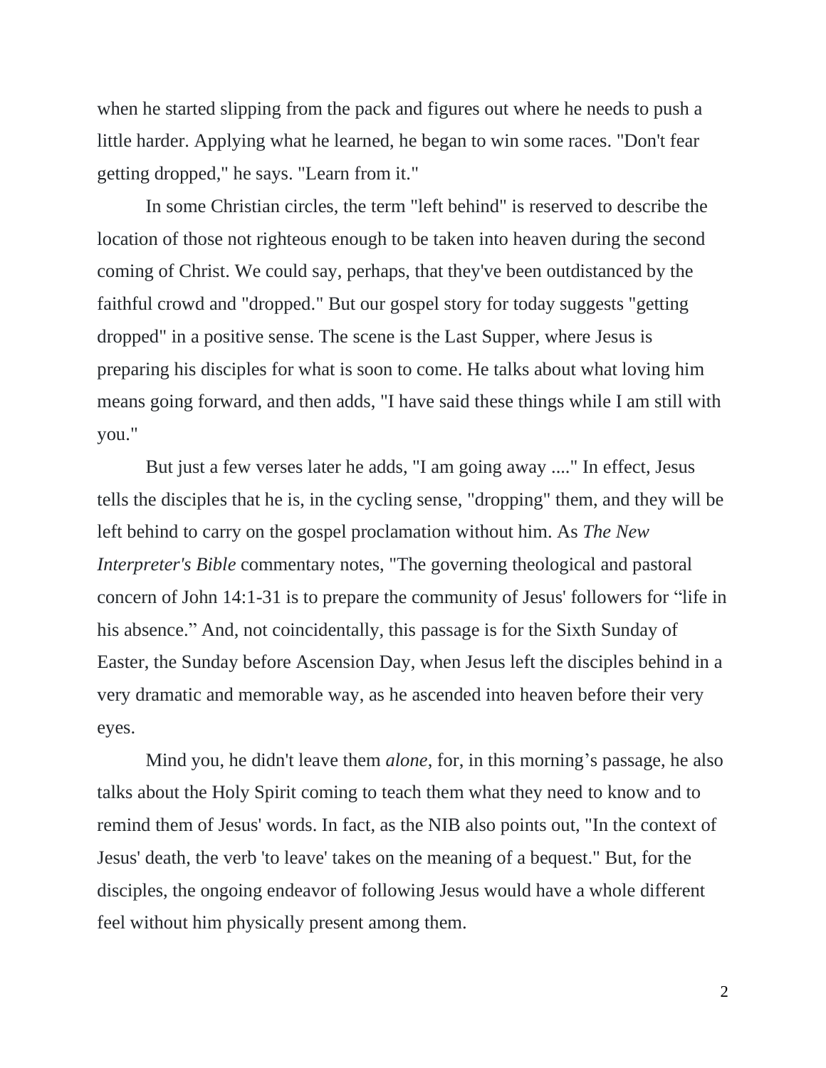when he started slipping from the pack and figures out where he needs to push a little harder. Applying what he learned, he began to win some races. "Don't fear getting dropped," he says. "Learn from it."

In some Christian circles, the term "left behind" is reserved to describe the location of those not righteous enough to be taken into heaven during the second coming of Christ. We could say, perhaps, that they've been outdistanced by the faithful crowd and "dropped." But our gospel story for today suggests "getting dropped" in a positive sense. The scene is the Last Supper, where Jesus is preparing his disciples for what is soon to come. He talks about what loving him means going forward, and then adds, "I have said these things while I am still with you."

But just a few verses later he adds, "I am going away ...." In effect, Jesus tells the disciples that he is, in the cycling sense, "dropping" them, and they will be left behind to carry on the gospel proclamation without him. As *The New Interpreter's Bible* commentary notes, "The governing theological and pastoral concern of John 14:1-31 is to prepare the community of Jesus' followers for "life in his absence." And, not coincidentally, this passage is for the Sixth Sunday of Easter, the Sunday before Ascension Day, when Jesus left the disciples behind in a very dramatic and memorable way, as he ascended into heaven before their very eyes.

Mind you, he didn't leave them *alone*, for, in this morning's passage, he also talks about the Holy Spirit coming to teach them what they need to know and to remind them of Jesus' words. In fact, as the NIB also points out, "In the context of Jesus' death, the verb 'to leave' takes on the meaning of a bequest." But, for the disciples, the ongoing endeavor of following Jesus would have a whole different feel without him physically present among them.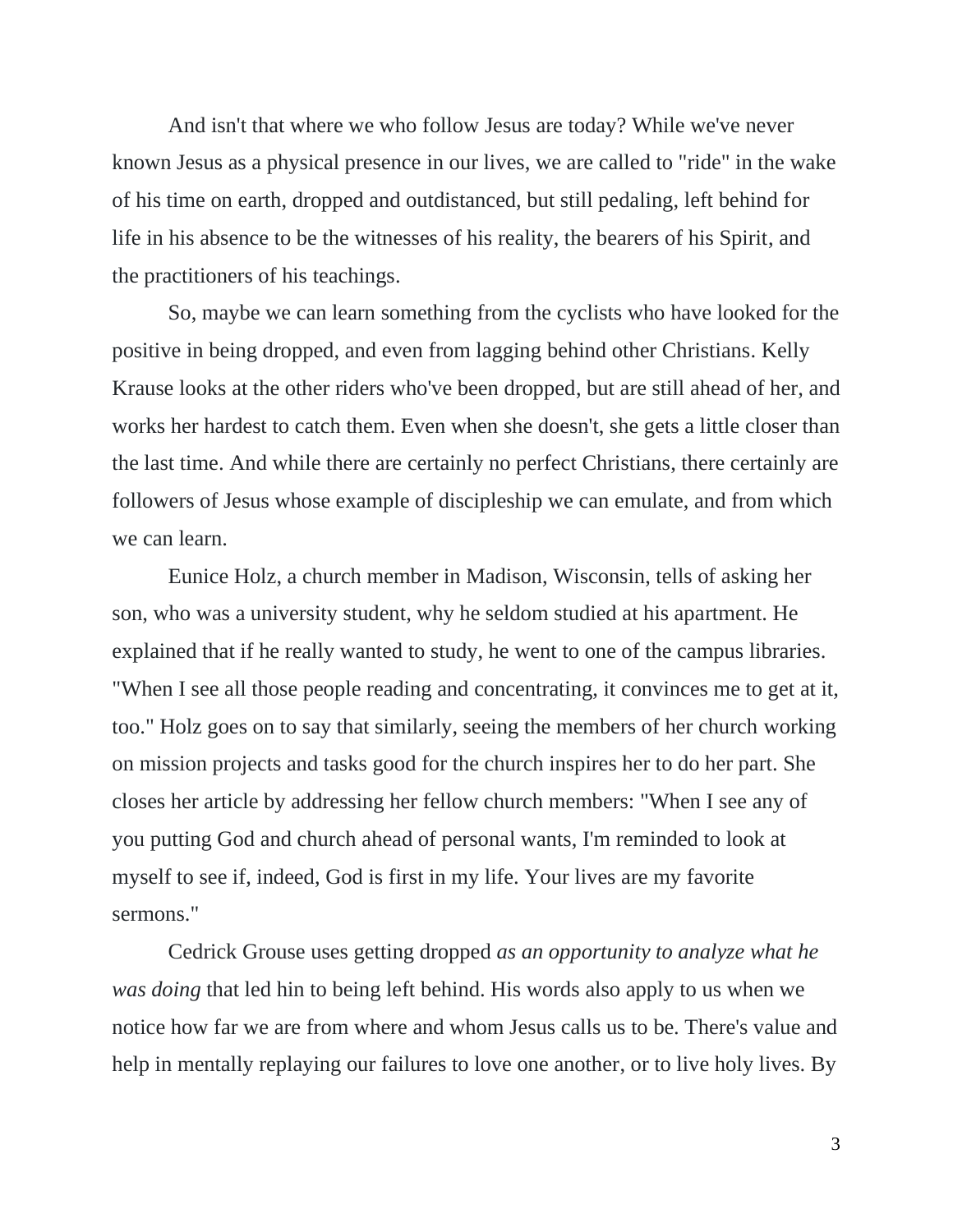And isn't that where we who follow Jesus are today? While we've never known Jesus as a physical presence in our lives, we are called to "ride" in the wake of his time on earth, dropped and outdistanced, but still pedaling, left behind for life in his absence to be the witnesses of his reality, the bearers of his Spirit, and the practitioners of his teachings.

So, maybe we can learn something from the cyclists who have looked for the positive in being dropped, and even from lagging behind other Christians. Kelly Krause looks at the other riders who've been dropped, but are still ahead of her, and works her hardest to catch them. Even when she doesn't, she gets a little closer than the last time. And while there are certainly no perfect Christians, there certainly are followers of Jesus whose example of discipleship we can emulate, and from which we can learn.

Eunice Holz, a church member in Madison, Wisconsin, tells of asking her son, who was a university student, why he seldom studied at his apartment. He explained that if he really wanted to study, he went to one of the campus libraries. "When I see all those people reading and concentrating, it convinces me to get at it, too." Holz goes on to say that similarly, seeing the members of her church working on mission projects and tasks good for the church inspires her to do her part. She closes her article by addressing her fellow church members: "When I see any of you putting God and church ahead of personal wants, I'm reminded to look at myself to see if, indeed, God is first in my life. Your lives are my favorite sermons."

Cedrick Grouse uses getting dropped *as an opportunity to analyze what he was doing* that led hin to being left behind. His words also apply to us when we notice how far we are from where and whom Jesus calls us to be. There's value and help in mentally replaying our failures to love one another, or to live holy lives. By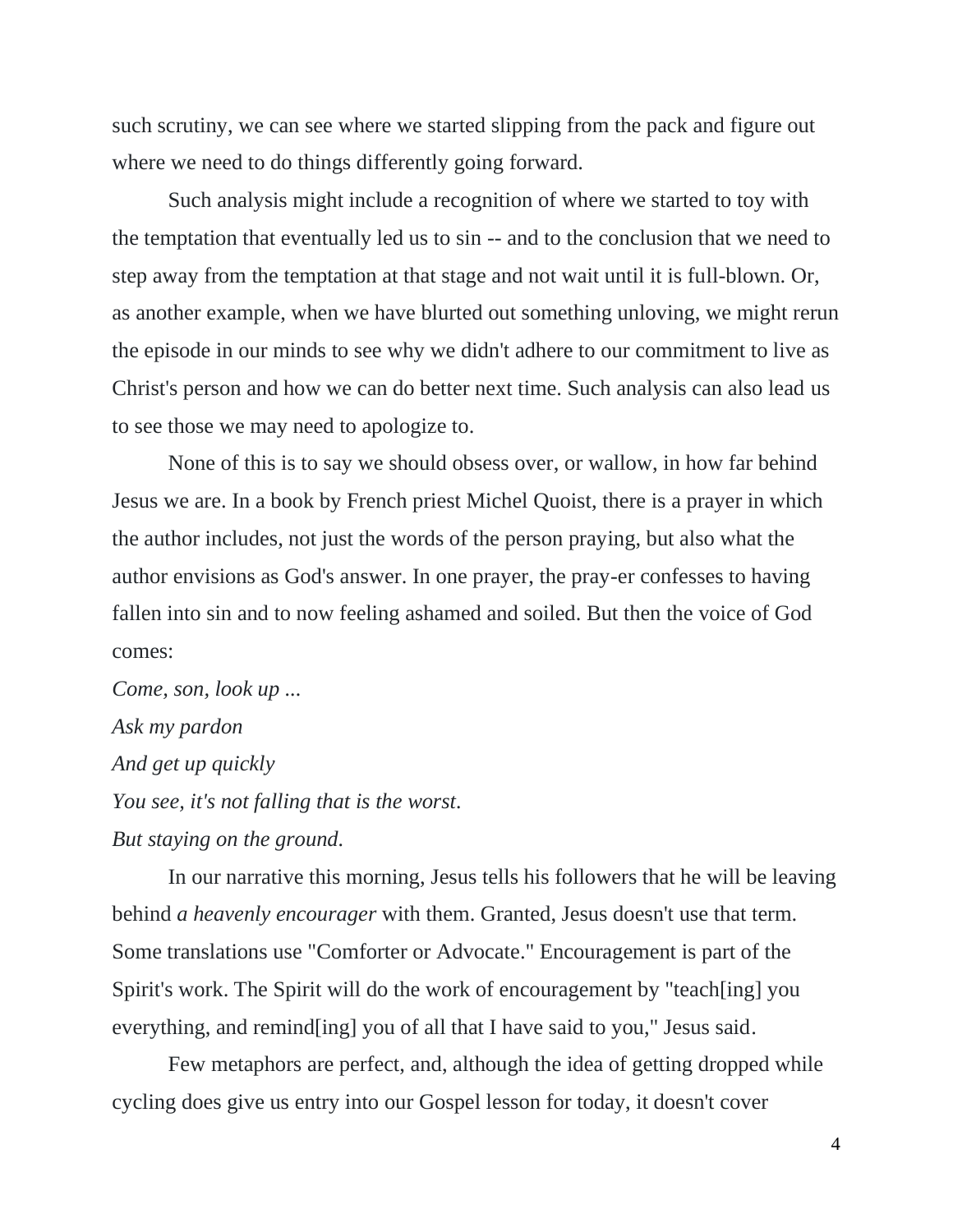such scrutiny, we can see where we started slipping from the pack and figure out where we need to do things differently going forward.

Such analysis might include a recognition of where we started to toy with the temptation that eventually led us to sin -- and to the conclusion that we need to step away from the temptation at that stage and not wait until it is full-blown. Or, as another example, when we have blurted out something unloving, we might rerun the episode in our minds to see why we didn't adhere to our commitment to live as Christ's person and how we can do better next time. Such analysis can also lead us to see those we may need to apologize to.

None of this is to say we should obsess over, or wallow, in how far behind Jesus we are. In a book by French priest Michel Quoist, there is a prayer in which the author includes, not just the words of the person praying, but also what the author envisions as God's answer. In one prayer, the pray-er confesses to having fallen into sin and to now feeling ashamed and soiled. But then the voice of God comes:

*Come, son, look up ...*
*Ask my pardon*
*And get up quickly*
*You see, it's not falling that is the worst.*
*But staying on the ground.*

In our narrative this morning, Jesus tells his followers that he will be leaving behind *a heavenly encourager* with them. Granted, Jesus doesn't use that term. Some translations use "Comforter or Advocate." Encouragement is part of the Spirit's work. The Spirit will do the work of encouragement by "teach[ing] you everything, and remind[ing] you of all that I have said to you," Jesus said.

Few metaphors are perfect, and, although the idea of getting dropped while cycling does give us entry into our Gospel lesson for today, it doesn't cover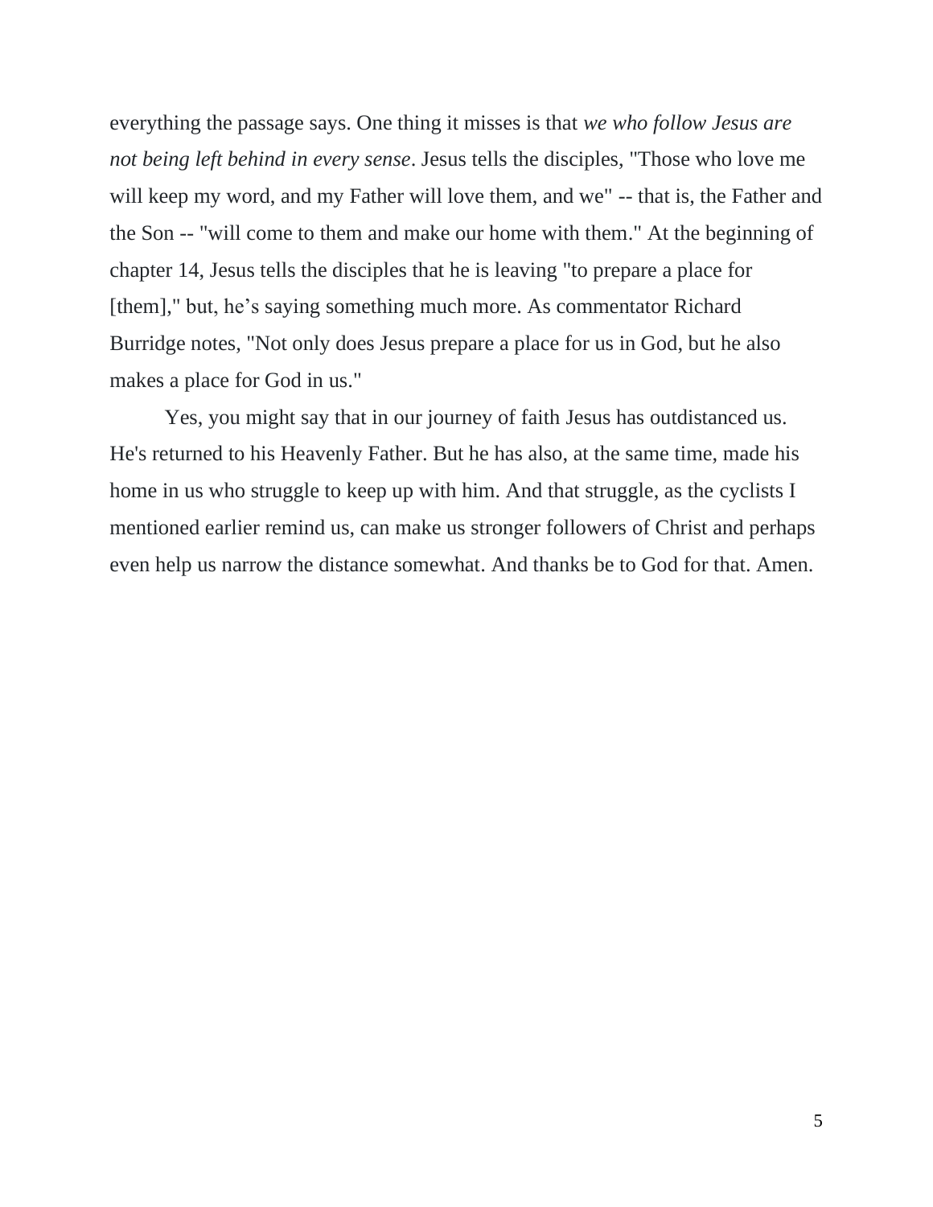everything the passage says. One thing it misses is that *we who follow Jesus are not being left behind in every sense*. Jesus tells the disciples, "Those who love me will keep my word, and my Father will love them, and we" -- that is, the Father and the Son -- "will come to them and make our home with them." At the beginning of chapter 14, Jesus tells the disciples that he is leaving "to prepare a place for [them]," but, he's saying something much more. As commentator Richard Burridge notes, "Not only does Jesus prepare a place for us in God, but he also makes a place for God in us."

Yes, you might say that in our journey of faith Jesus has outdistanced us. He's returned to his Heavenly Father. But he has also, at the same time, made his home in us who struggle to keep up with him. And that struggle, as the cyclists I mentioned earlier remind us, can make us stronger followers of Christ and perhaps even help us narrow the distance somewhat. And thanks be to God for that. Amen.